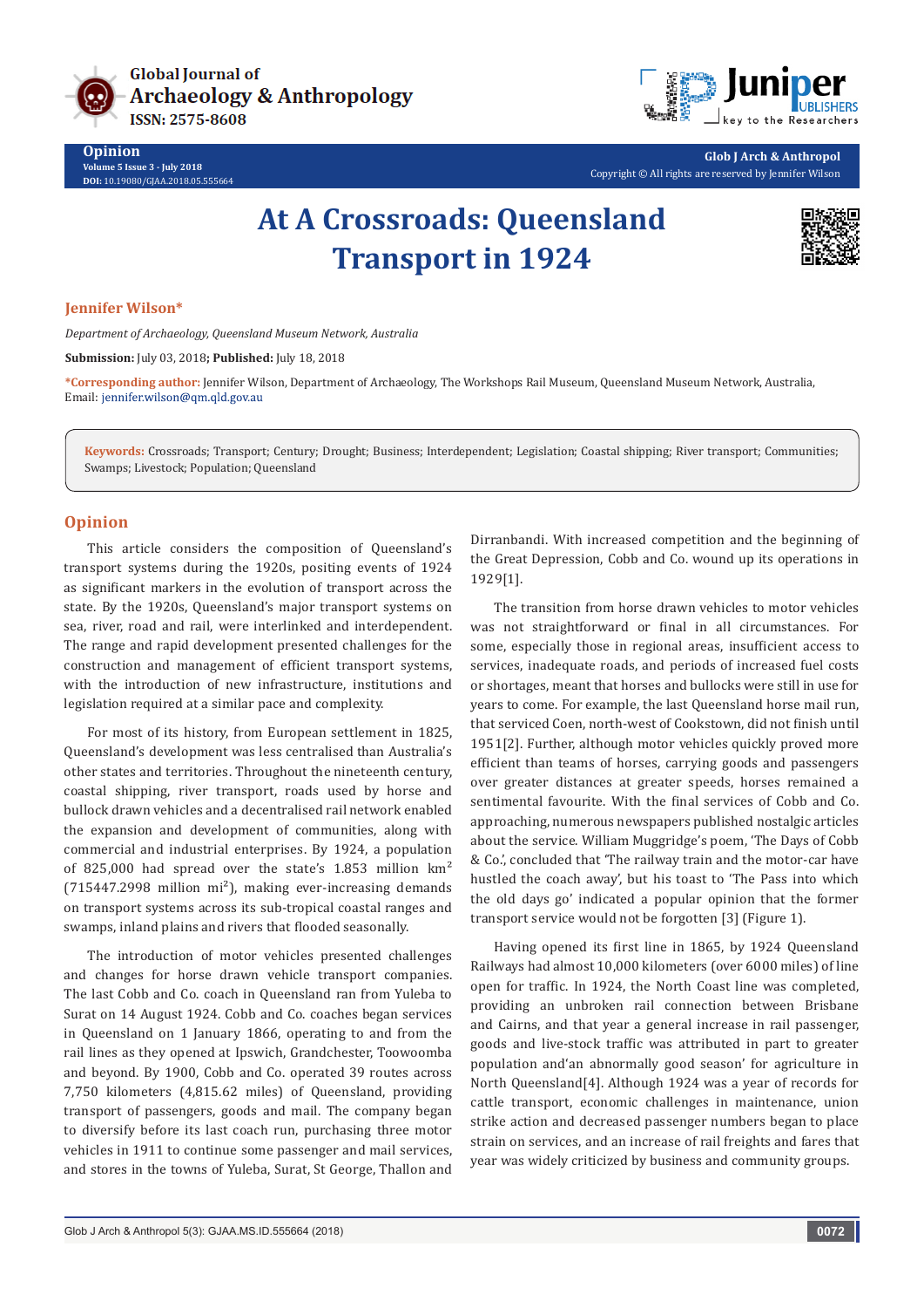Global Journal of Archaeology & Anthropology
ISSN: 2575-8608

**Opinion**
Volume 5 Issue 3 - July 2018
DOI: 10.19080/GJAA.2018.05.555664

**Glob J Arch & Anthropol**
Copyright © All rights are reserved by Jennifer Wilson

# At A Crossroads: Queensland Transport in 1924

**Jennifer Wilson***

*Department of Archaeology, Queensland Museum Network, Australia*

**Submission:** July 03, 2018**; Published:** July 18, 2018

***Corresponding author:** Jennifer Wilson, Department of Archaeology, The Workshops Rail Museum, Queensland Museum Network, Australia, Email: jennifer.wilson@qm.qld.gov.au

**Keywords:** Crossroads; Transport; Century; Drought; Business; Interdependent; Legislation; Coastal shipping; River transport; Communities; Swamps; Livestock; Population; Queensland

## Opinion

This article considers the composition of Queensland's transport systems during the 1920s, positing events of 1924 as significant markers in the evolution of transport across the state. By the 1920s, Queensland's major transport systems on sea, river, road and rail, were interlinked and interdependent. The range and rapid development presented challenges for the construction and management of efficient transport systems, with the introduction of new infrastructure, institutions and legislation required at a similar pace and complexity.

For most of its history, from European settlement in 1825, Queensland's development was less centralised than Australia's other states and territories. Throughout the nineteenth century, coastal shipping, river transport, roads used by horse and bullock drawn vehicles and a decentralised rail network enabled the expansion and development of communities, along with commercial and industrial enterprises. By 1924, a population of 825,000 had spread over the state's 1.853 million km$^2$ (715447.2998 million mi$^2$), making ever-increasing demands on transport systems across its sub-tropical coastal ranges and swamps, inland plains and rivers that flooded seasonally.

The introduction of motor vehicles presented challenges and changes for horse drawn vehicle transport companies. The last Cobb and Co. coach in Queensland ran from Yuleba to Surat on 14 August 1924. Cobb and Co. coaches began services in Queensland on 1 January 1866, operating to and from the rail lines as they opened at Ipswich, Grandchester, Toowoomba and beyond. By 1900, Cobb and Co. operated 39 routes across 7,750 kilometers (4,815.62 miles) of Queensland, providing transport of passengers, goods and mail. The company began to diversify before its last coach run, purchasing three motor vehicles in 1911 to continue some passenger and mail services, and stores in the towns of Yuleba, Surat, St George, Thallon and Dirranbandi. With increased competition and the beginning of the Great Depression, Cobb and Co. wound up its operations in 1929[1].

The transition from horse drawn vehicles to motor vehicles was not straightforward or final in all circumstances. For some, especially those in regional areas, insufficient access to services, inadequate roads, and periods of increased fuel costs or shortages, meant that horses and bullocks were still in use for years to come. For example, the last Queensland horse mail run, that serviced Coen, north-west of Cookstown, did not finish until 1951[2]. Further, although motor vehicles quickly proved more efficient than teams of horses, carrying goods and passengers over greater distances at greater speeds, horses remained a sentimental favourite. With the final services of Cobb and Co. approaching, numerous newspapers published nostalgic articles about the service. William Muggridge's poem, 'The Days of Cobb & Co.', concluded that 'The railway train and the motor-car have hustled the coach away', but his toast to 'The Pass into which the old days go' indicated a popular opinion that the former transport service would not be forgotten [3] (Figure 1).

Having opened its first line in 1865, by 1924 Queensland Railways had almost 10,000 kilometers (over 6000 miles) of line open for traffic. In 1924, the North Coast line was completed, providing an unbroken rail connection between Brisbane and Cairns, and that year a general increase in rail passenger, goods and live-stock traffic was attributed in part to greater population and'an abnormally good season' for agriculture in North Queensland[4]. Although 1924 was a year of records for cattle transport, economic challenges in maintenance, union strike action and decreased passenger numbers began to place strain on services, and an increase of rail freights and fares that year was widely criticized by business and community groups.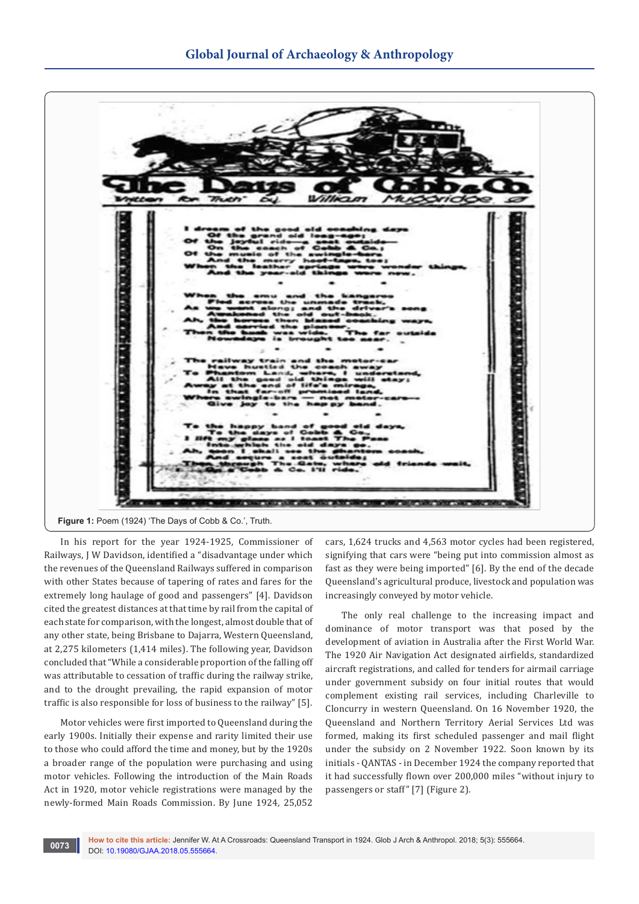Figure 1: Poem (1924) 'The Days of Cobb & Co.', Truth.

In his report for the year 1924-1925, Commissioner of Railways, J W Davidson, identified a "disadvantage under which the revenues of the Queensland Railways suffered in comparison with other States because of tapering of rates and fares for the extremely long haulage of good and passengers" [4]. Davidson cited the greatest distances at that time by rail from the capital of each state for comparison, with the longest, almost double that of any other state, being Brisbane to Dajarra, Western Queensland, at 2,275 kilometers (1,414 miles). The following year, Davidson concluded that "While a considerable proportion of the falling off was attributable to cessation of traffic during the railway strike, and to the drought prevailing, the rapid expansion of motor traffic is also responsible for loss of business to the railway" [5].

Motor vehicles were first imported to Queensland during the early 1900s. Initially their expense and rarity limited their use to those who could afford the time and money, but by the 1920s a broader range of the population were purchasing and using motor vehicles. Following the introduction of the Main Roads Act in 1920, motor vehicle registrations were managed by the newly-formed Main Roads Commission. By June 1924, 25,052 cars, 1,624 trucks and 4,563 motor cycles had been registered, signifying that cars were "being put into commission almost as fast as they were being imported" [6]. By the end of the decade Queensland's agricultural produce, livestock and population was increasingly conveyed by motor vehicle.

The only real challenge to the increasing impact and dominance of motor transport was that posed by the development of aviation in Australia after the First World War. The 1920 Air Navigation Act designated airfields, standardized aircraft registrations, and called for tenders for airmail carriage under government subsidy on four initial routes that would complement existing rail services, including Charleville to Cloncurry in western Queensland. On 16 November 1920, the Queensland and Northern Territory Aerial Services Ltd was formed, making its first scheduled passenger and mail flight under the subsidy on 2 November 1922. Soon known by its initials - QANTAS - in December 1924 the company reported that it had successfully flown over 200,000 miles "without injury to passengers or staff" [7] (Figure 2).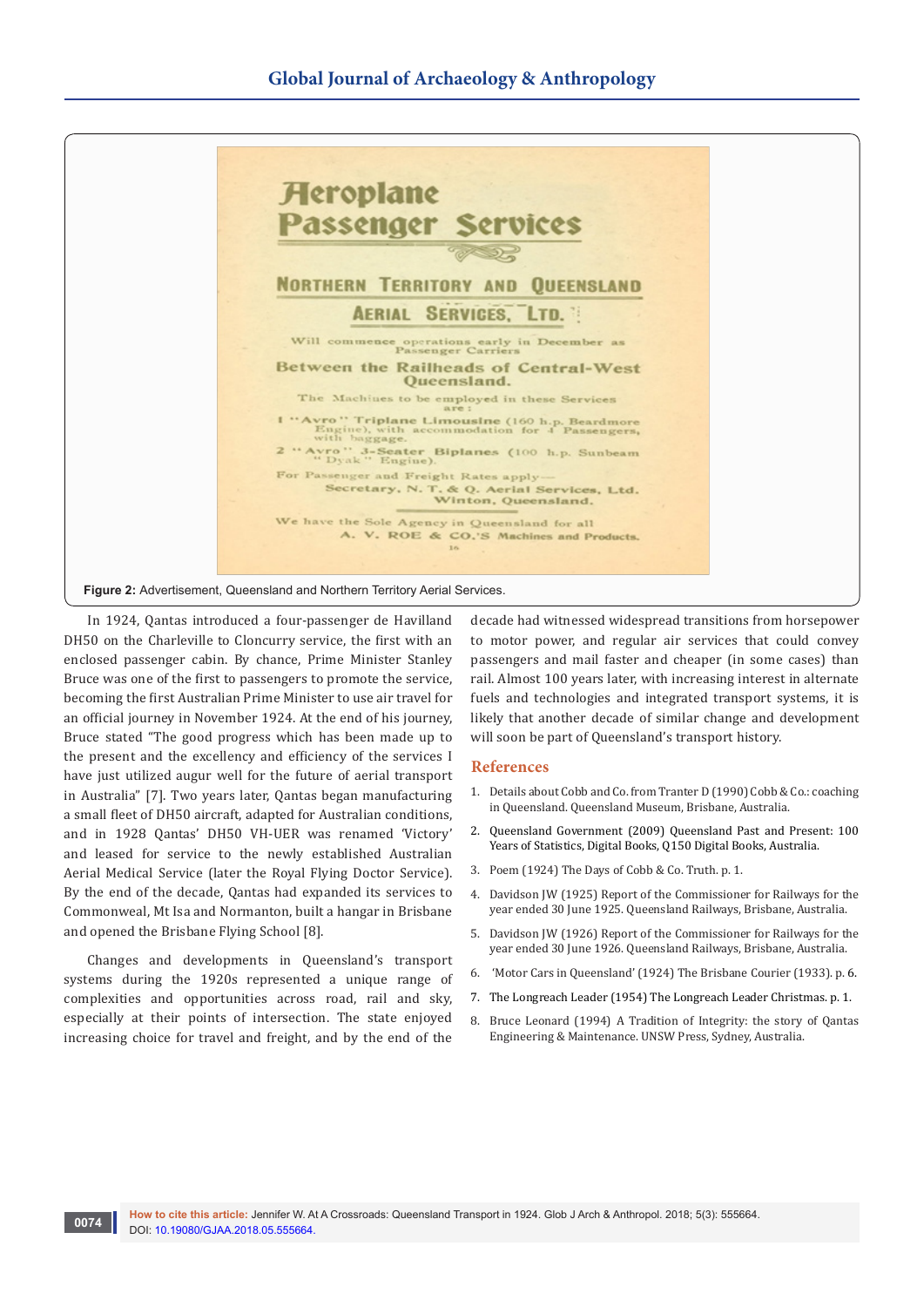Figure 2: Advertisement, Queensland and Northern Territory Aerial Services.

In 1924, Qantas introduced a four-passenger de Havilland DH50 on the Charleville to Cloncurry service, the first with an enclosed passenger cabin. By chance, Prime Minister Stanley Bruce was one of the first to passengers to promote the service, becoming the first Australian Prime Minister to use air travel for an official journey in November 1924. At the end of his journey, Bruce stated "The good progress which has been made up to the present and the excellency and efficiency of the services I have just utilized augur well for the future of aerial transport in Australia" [7]. Two years later, Qantas began manufacturing a small fleet of DH50 aircraft, adapted for Australian conditions, and in 1928 Qantas' DH50 VH-UER was renamed 'Victory' and leased for service to the newly established Australian Aerial Medical Service (later the Royal Flying Doctor Service). By the end of the decade, Qantas had expanded its services to Commonweal, Mt Isa and Normanton, built a hangar in Brisbane and opened the Brisbane Flying School [8].

Changes and developments in Queensland's transport systems during the 1920s represented a unique range of complexities and opportunities across road, rail and sky, especially at their points of intersection. The state enjoyed increasing choice for travel and freight, and by the end of the decade had witnessed widespread transitions from horsepower to motor power, and regular air services that could convey passengers and mail faster and cheaper (in some cases) than rail. Almost 100 years later, with increasing interest in alternate fuels and technologies and integrated transport systems, it is likely that another decade of similar change and development will soon be part of Queensland's transport history.

## References

1. Details about Cobb and Co. from Tranter D (1990) Cobb & Co.: coaching in Queensland. Queensland Museum, Brisbane, Australia.
2. Queensland Government (2009) Queensland Past and Present: 100 Years of Statistics, Digital Books, Q150 Digital Books, Australia.
3. Poem (1924) The Days of Cobb & Co. Truth. p. 1.
4. Davidson JW (1925) Report of the Commissioner for Railways for the year ended 30 June 1925. Queensland Railways, Brisbane, Australia.
5. Davidson JW (1926) Report of the Commissioner for Railways for the year ended 30 June 1926. Queensland Railways, Brisbane, Australia.
6. 'Motor Cars in Queensland' (1924) The Brisbane Courier (1933). p. 6.
7. The Longreach Leader (1954) The Longreach Leader Christmas. p. 1.
8. Bruce Leonard (1994) A Tradition of Integrity: the story of Qantas Engineering & Maintenance. UNSW Press, Sydney, Australia.

**How to cite this article:** Jennifer W. At A Crossroads: Queensland Transport in 1924. Glob J Arch & Anthropol. 2018; 5(3): 555664. DOI: 10.19080/GJAA.2018.05.555664.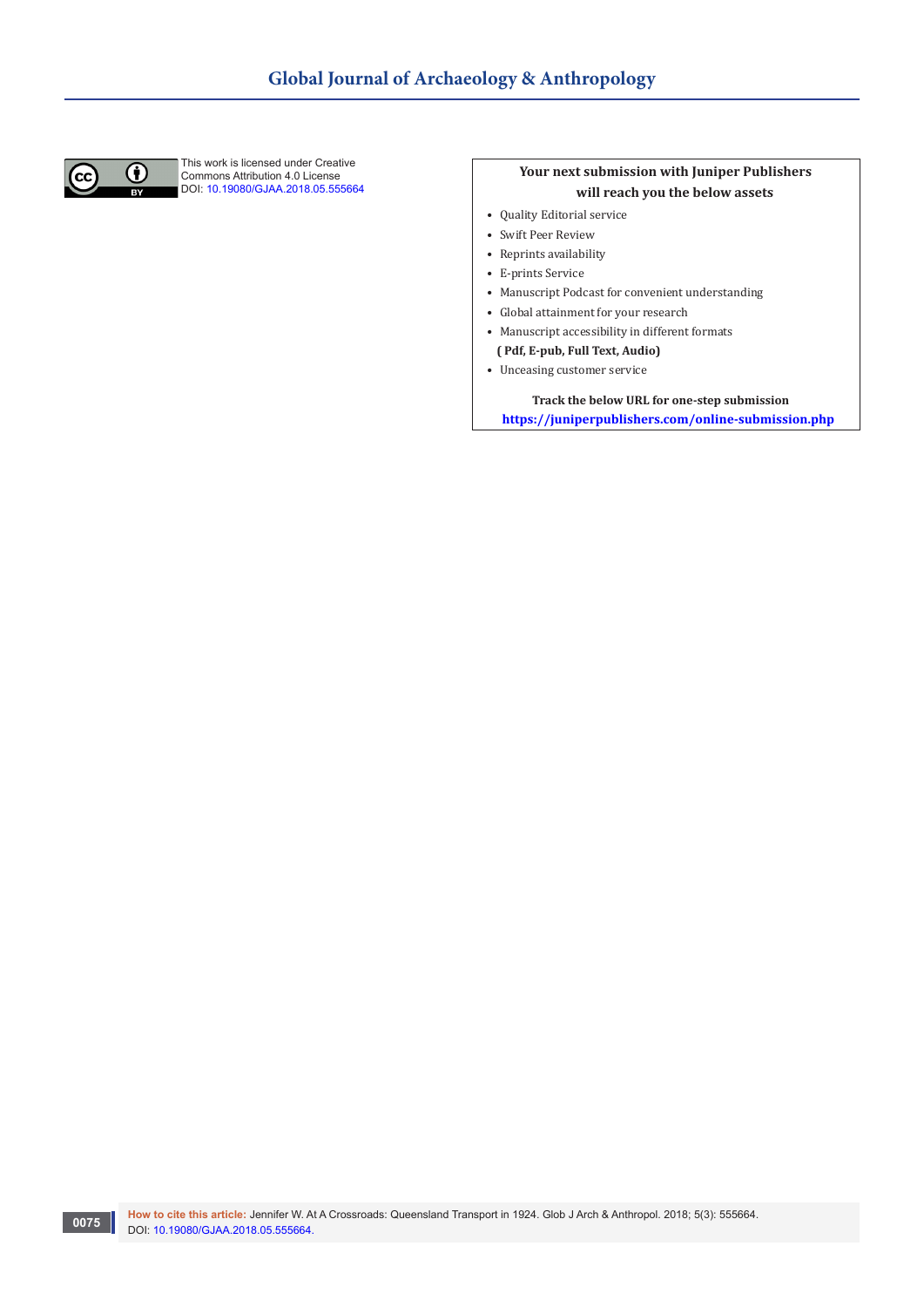This work is licensed under Creative Commons Attribution 4.0 License
DOI: 10.19080/GJAA.2018.05.555664

**Your next submission with Juniper Publishers will reach you the below assets**

- Quality Editorial service
- Swift Peer Review
- Reprints availability
- E-prints Service
- Manuscript Podcast for convenient understanding
- Global attainment for your research
- Manuscript accessibility in different formats **( Pdf, E-pub, Full Text, Audio)**
- Unceasing customer service

**Track the below URL for one-step submission**
**https://juniperpublishers.com/online-submission.php**

**How to cite this article:** Jennifer W. At A Crossroads: Queensland Transport in 1924. Glob J Arch & Anthropol. 2018; 5(3): 555664. DOI: 10.19080/GJAA.2018.05.555664.